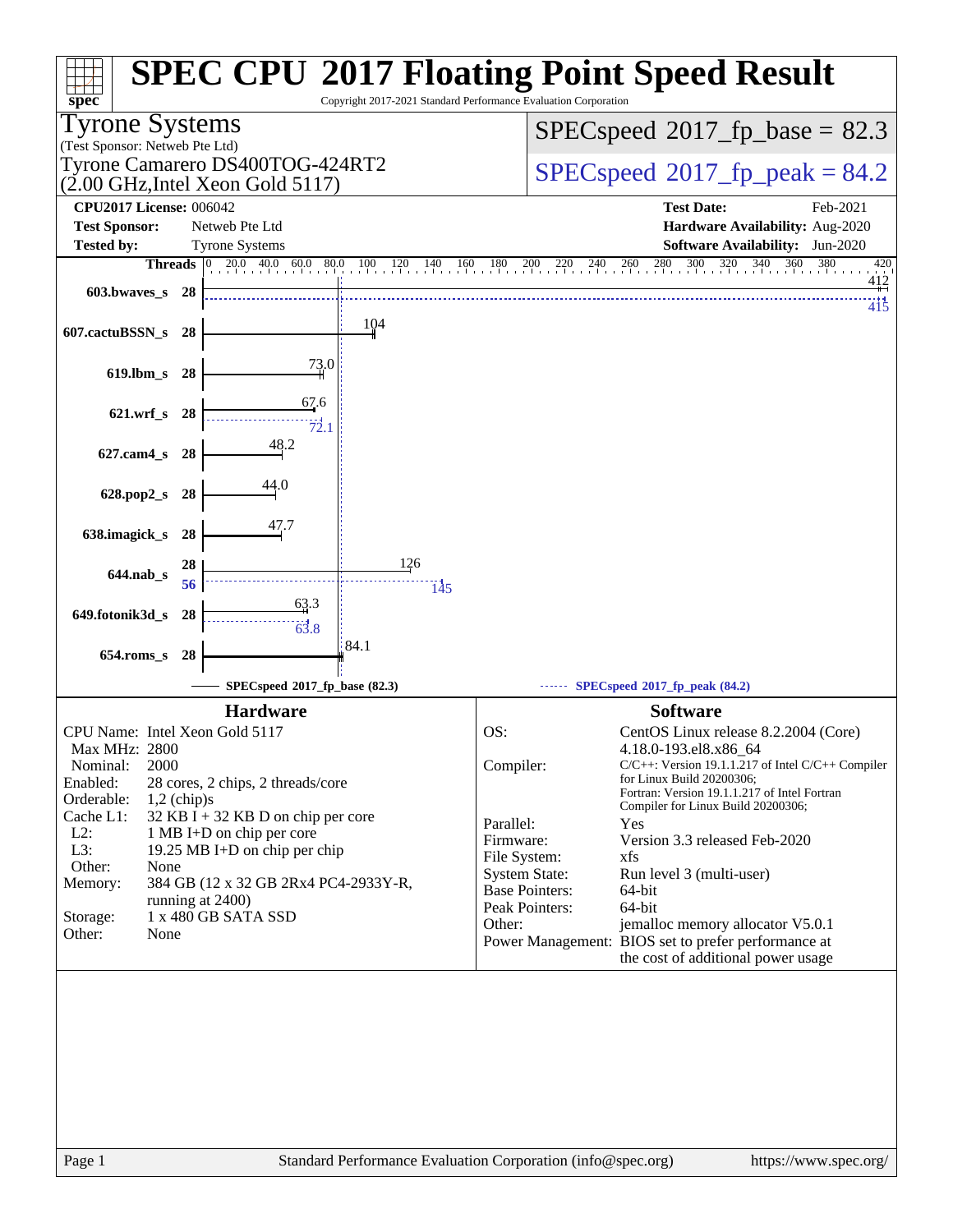# SPEC CPU 2017 Floating Point Speed Result

Copyright 2017-2021 Standard Performance Evaluation Corporation

**Tyrone Systems**
(Test Sponsor: Netweb Pte Ltd)

**Tyrone Camarero DS400TOG-424RT2**
**(2.00 GHz,Intel Xeon Gold 5117)**

**SPECspeed 2017_fp_base = 82.3**

**SPECspeed 2017_fp_peak = 84.2**

| | | | |
|---|---|---|---|
| **CPU2017 License:** | 006042 | **Test Date:** | Feb-2021 |
| **Test Sponsor:** | Netweb Pte Ltd | **Hardware Availability:** | Aug-2020 |
| **Tested by:** | Tyrone Systems | **Software Availability:** | Jun-2020 |

| Benchmark | Threads | Base | Peak |
|---|---|---|---|
| 603.bwaves_s | 28 | 412 | 415 |
| 607.cactuBSSN_s | 28 | 104 | |
| 619.lbm_s | 28 | 73.0 | |
| 621.wrf_s | 28 | 67.6 | 72.1 |
| 627.cam4_s | 28 | 48.2 | |
| 628.pop2_s | 28 | 44.0 | |
| 638.imagick_s | 28 | 47.7 | |
| 644.nab_s | 28 (base) / 56 (peak) | 126 | 145 |
| 649.fotonik3d_s | 28 | 63.3 | 63.8 |
| 654.roms_s | 28 | 84.1 | |

SPECspeed 2017_fp_base (82.3) — SPECspeed 2017_fp_peak (84.2)

## Hardware

| | |
|---|---|
| CPU Name: | Intel Xeon Gold 5117 |
| Max MHz: | 2800 |
| Nominal: | 2000 |
| Enabled: | 28 cores, 2 chips, 2 threads/core |
| Orderable: | 1,2 (chip)s |
| Cache L1: | 32 KB I + 32 KB D on chip per core |
| L2: | 1 MB I+D on chip per core |
| L3: | 19.25 MB I+D on chip per chip |
| Other: | None |
| Memory: | 384 GB (12 x 32 GB 2Rx4 PC4-2933Y-R, running at 2400) |
| Storage: | 1 x 480 GB SATA SSD |
| Other: | None |

## Software

| | |
|---|---|
| OS: | CentOS Linux release 8.2.2004 (Core) 4.18.0-193.el8.x86_64 |
| Compiler: | C/C++: Version 19.1.1.217 of Intel C/C++ Compiler for Linux Build 20200306; Fortran: Version 19.1.1.217 of Intel Fortran Compiler for Linux Build 20200306; |
| Parallel: | Yes |
| Firmware: | Version 3.3 released Feb-2020 |
| File System: | xfs |
| System State: | Run level 3 (multi-user) |
| Base Pointers: | 64-bit |
| Peak Pointers: | 64-bit |
| Other: | jemalloc memory allocator V5.0.1 |
| Power Management: | BIOS set to prefer performance at the cost of additional power usage |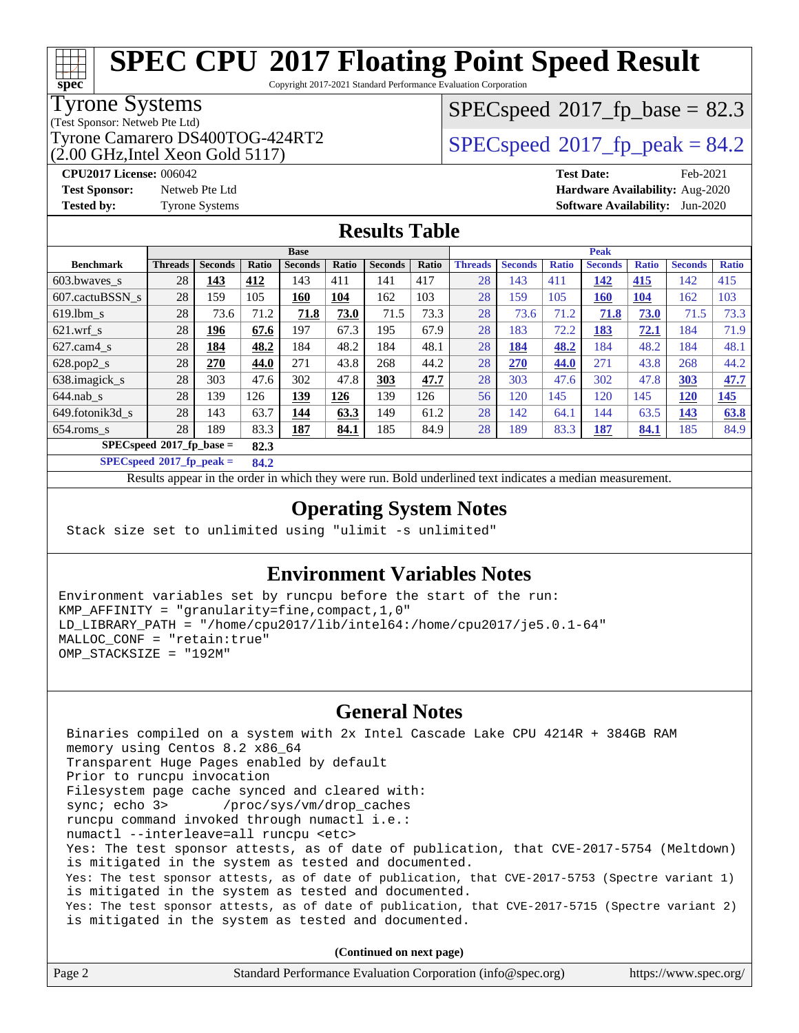# SPEC CPU 2017 Floating Point Speed Result

Copyright 2017-2021 Standard Performance Evaluation Corporation

**Tyrone Systems**
(Test Sponsor: Netweb Pte Ltd)
Tyrone Camarero DS400TOG-424RT2
(2.00 GHz,Intel Xeon Gold 5117)

SPECspeed 2017_fp_base = 82.3
SPECspeed 2017_fp_peak = 84.2

**CPU2017 License:** 006042
**Test Sponsor:** Netweb Pte Ltd
**Tested by:** Tyrone Systems
**Test Date:** Feb-2021
**Hardware Availability:** Aug-2020
**Software Availability:** Jun-2020

## Results Table

| | Base | | | | | | | Peak | | | | | | |
|---|---|---|---|---|---|---|---|---|---|---|---|---|---|---|
| **Benchmark** | **Threads** | **Seconds** | **Ratio** | **Seconds** | **Ratio** | **Seconds** | **Ratio** | **Threads** | **Seconds** | **Ratio** | **Seconds** | **Ratio** | **Seconds** | **Ratio** |
| 603.bwaves_s | 28 | **143** | **412** | 143 | 411 | 141 | 417 | 28 | 143 | 411 | **142** | **415** | 142 | 415 |
| 607.cactuBSSN_s | 28 | 159 | 105 | **160** | **104** | 162 | 103 | 28 | 159 | 105 | **160** | **104** | 162 | 103 |
| 619.lbm_s | 28 | 73.6 | 71.2 | **71.8** | **73.0** | 71.5 | 73.3 | 28 | 73.6 | 71.2 | **71.8** | **73.0** | 71.5 | 73.3 |
| 621.wrf_s | 28 | **196** | **67.6** | 197 | 67.3 | 195 | 67.9 | 28 | 183 | 72.2 | **183** | **72.1** | 184 | 71.9 |
| 627.cam4_s | 28 | **184** | **48.2** | 184 | 48.2 | 184 | 48.1 | 28 | **184** | **48.2** | 184 | 48.2 | 184 | 48.1 |
| 628.pop2_s | 28 | **270** | **44.0** | 271 | 43.8 | 268 | 44.2 | 28 | **270** | **44.0** | 271 | 43.8 | 268 | 44.2 |
| 638.imagick_s | 28 | 303 | 47.6 | 302 | 47.8 | **303** | **47.7** | 28 | 303 | 47.6 | 302 | 47.8 | **303** | **47.7** |
| 644.nab_s | 28 | 139 | 126 | **139** | **126** | 139 | 126 | 56 | 120 | 145 | 120 | 145 | **120** | **145** |
| 649.fotonik3d_s | 28 | 143 | 63.7 | **144** | **63.3** | 149 | 61.2 | 28 | 142 | 64.1 | 144 | 63.5 | **143** | **63.8** |
| 654.roms_s | 28 | 189 | 83.3 | **187** | **84.1** | 185 | 84.9 | 28 | 189 | 83.3 | **187** | **84.1** | 185 | 84.9 |

**SPECspeed 2017_fp_base = 82.3**

**SPECspeed 2017_fp_peak = 84.2**

Results appear in the order in which they were run. Bold underlined text indicates a median measurement.

## Operating System Notes

```
Stack size set to unlimited using "ulimit -s unlimited"
```

## Environment Variables Notes

```
Environment variables set by runcpu before the start of the run:
KMP_AFFINITY = "granularity=fine,compact,1,0"
LD_LIBRARY_PATH = "/home/cpu2017/lib/intel64:/home/cpu2017/je5.0.1-64"
MALLOC_CONF = "retain:true"
OMP_STACKSIZE = "192M"
```

## General Notes

```
Binaries compiled on a system with 2x Intel Cascade Lake CPU 4214R + 384GB RAM
memory using Centos 8.2 x86_64
Transparent Huge Pages enabled by default
Prior to runcpu invocation
Filesystem page cache synced and cleared with:
sync; echo 3>       /proc/sys/vm/drop_caches
runcpu command invoked through numactl i.e.:
numactl --interleave=all runcpu <etc>
Yes: The test sponsor attests, as of date of publication, that CVE-2017-5754 (Meltdown)
is mitigated in the system as tested and documented.
Yes: The test sponsor attests, as of date of publication, that CVE-2017-5753 (Spectre variant 1)
is mitigated in the system as tested and documented.
Yes: The test sponsor attests, as of date of publication, that CVE-2017-5715 (Spectre variant 2)
is mitigated in the system as tested and documented.
```

**(Continued on next page)**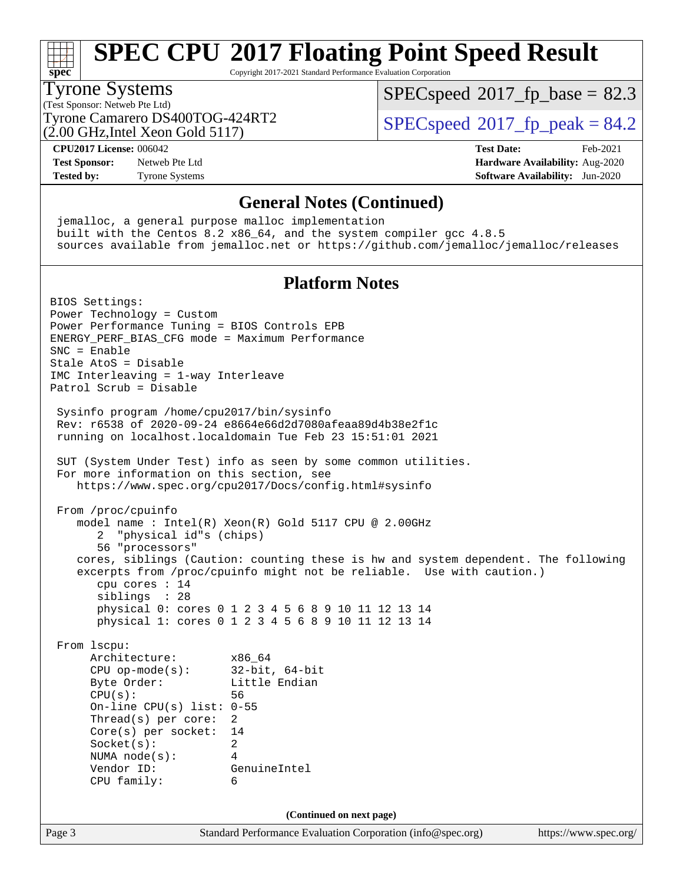# SPEC CPU 2017 Floating Point Speed Result

Copyright 2017-2021 Standard Performance Evaluation Corporation

**Tyrone Systems**
(Test Sponsor: Netweb Pte Ltd)
Tyrone Camarero DS400TOG-424RT2
(2.00 GHz,Intel Xeon Gold 5117)

SPECspeed 2017_fp_base = 82.3
SPECspeed 2017_fp_peak = 84.2

**CPU2017 License:** 006042
**Test Sponsor:** Netweb Pte Ltd
**Tested by:** Tyrone Systems

**Test Date:** Feb-2021
**Hardware Availability:** Aug-2020
**Software Availability:** Jun-2020

## General Notes (Continued)

```
jemalloc, a general purpose malloc implementation
built with the Centos 8.2 x86_64, and the system compiler gcc 4.8.5
sources available from jemalloc.net or https://github.com/jemalloc/jemalloc/releases
```

## Platform Notes

```
BIOS Settings:
Power Technology = Custom
Power Performance Tuning = BIOS Controls EPB
ENERGY_PERF_BIAS_CFG mode = Maximum Performance
SNC = Enable
Stale AtoS = Disable
IMC Interleaving = 1-way Interleave
Patrol Scrub = Disable

 Sysinfo program /home/cpu2017/bin/sysinfo
 Rev: r6538 of 2020-09-24 e8664e66d2d7080afeaa89d4b38e2f1c
 running on localhost.localdomain Tue Feb 23 15:51:01 2021

 SUT (System Under Test) info as seen by some common utilities.
 For more information on this section, see
    https://www.spec.org/cpu2017/Docs/config.html#sysinfo

 From /proc/cpuinfo
    model name : Intel(R) Xeon(R) Gold 5117 CPU @ 2.00GHz
       2  "physical id"s (chips)
       56 "processors"
    cores, siblings (Caution: counting these is hw and system dependent. The following
    excerpts from /proc/cpuinfo might not be reliable.  Use with caution.)
       cpu cores : 14
       siblings  : 28
       physical 0: cores 0 1 2 3 4 5 6 8 9 10 11 12 13 14
       physical 1: cores 0 1 2 3 4 5 6 8 9 10 11 12 13 14

 From lscpu:
      Architecture:        x86_64
      CPU op-mode(s):      32-bit, 64-bit
      Byte Order:          Little Endian
      CPU(s):              56
      On-line CPU(s) list: 0-55
      Thread(s) per core:  2
      Core(s) per socket:  14
      Socket(s):           2
      NUMA node(s):        4
      Vendor ID:           GenuineIntel
      CPU family:          6
```

(Continued on next page)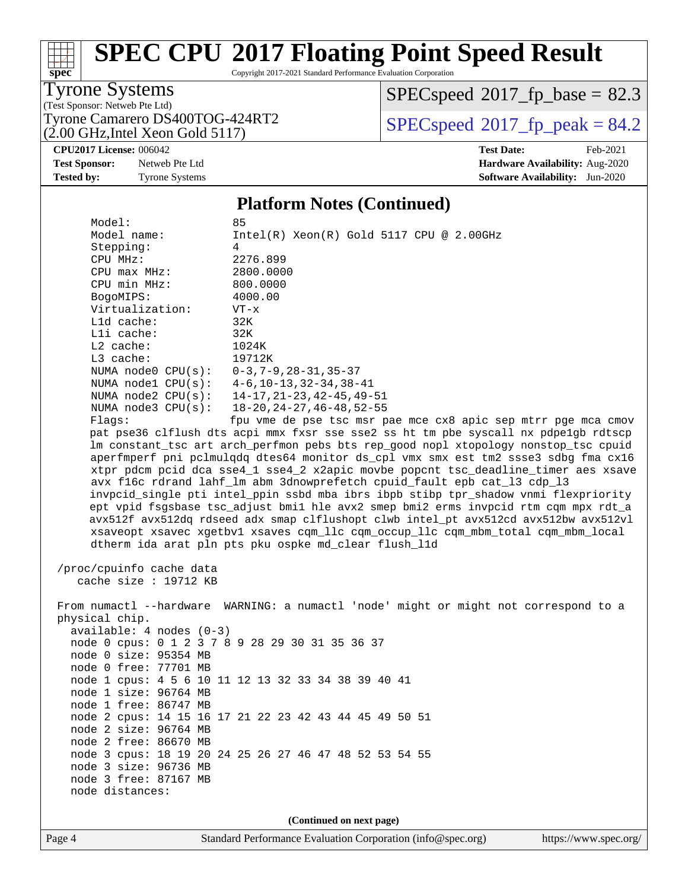# SPEC CPU 2017 Floating Point Speed Result

Copyright 2017-2021 Standard Performance Evaluation Corporation

**Tyrone Systems**
(Test Sponsor: Netweb Pte Ltd)
Tyrone Camarero DS400TOG-424RT2
(2.00 GHz,Intel Xeon Gold 5117)

SPECspeed 2017_fp_base = 82.3
SPECspeed 2017_fp_peak = 84.2

**CPU2017 License:** 006042
**Test Sponsor:** Netweb Pte Ltd
**Tested by:** Tyrone Systems

**Test Date:** Feb-2021
**Hardware Availability:** Aug-2020
**Software Availability:** Jun-2020

## Platform Notes (Continued)

```
     Model:                 85
     Model name:            Intel(R) Xeon(R) Gold 5117 CPU @ 2.00GHz
     Stepping:              4
     CPU MHz:               2276.899
     CPU max MHz:           2800.0000
     CPU min MHz:           800.0000
     BogoMIPS:              4000.00
     Virtualization:        VT-x
     L1d cache:             32K
     L1i cache:             32K
     L2 cache:              1024K
     L3 cache:              19712K
     NUMA node0 CPU(s):     0-3,7-9,28-31,35-37
     NUMA node1 CPU(s):     4-6,10-13,32-34,38-41
     NUMA node2 CPU(s):     14-17,21-23,42-45,49-51
     NUMA node3 CPU(s):     18-20,24-27,46-48,52-55
     Flags:                 fpu vme de pse tsc msr pae mce cx8 apic sep mtrr pge mca cmov
     pat pse36 clflush dts acpi mmx fxsr sse sse2 ss ht tm pbe syscall nx pdpe1gb rdtscp
     lm constant_tsc art arch_perfmon pebs bts rep_good nopl xtopology nonstop_tsc cpuid
     aperfmperf pni pclmulqdq dtes64 monitor ds_cpl vmx smx est tm2 ssse3 sdbg fma cx16
     xtpr pdcm pcid dca sse4_1 sse4_2 x2apic movbe popcnt tsc_deadline_timer aes xsave
     avx f16c rdrand lahf_lm abm 3dnowprefetch cpuid_fault epb cat_l3 cdp_l3
     invpcid_single pti intel_ppin ssbd mba ibrs ibpb stibp tpr_shadow vnmi flexpriority
     ept vpid fsgsbase tsc_adjust bmi1 hle avx2 smep bmi2 erms invpcid rtm cqm mpx rdt_a
     avx512f avx512dq rdseed adx smap clflushopt clwb intel_pt avx512cd avx512bw avx512vl
     xsaveopt xsavec xgetbv1 xsaves cqm_llc cqm_occup_llc cqm_mbm_total cqm_mbm_local
     dtherm ida arat pln pts pku ospke md_clear flush_l1d

 /proc/cpuinfo cache data
    cache size : 19712 KB

 From numactl --hardware  WARNING: a numactl 'node' might or might not correspond to a
 physical chip.
   available: 4 nodes (0-3)
   node 0 cpus: 0 1 2 3 7 8 9 28 29 30 31 35 36 37
   node 0 size: 95354 MB
   node 0 free: 77701 MB
   node 1 cpus: 4 5 6 10 11 12 13 32 33 34 38 39 40 41
   node 1 size: 96764 MB
   node 1 free: 86747 MB
   node 2 cpus: 14 15 16 17 21 22 23 42 43 44 45 49 50 51
   node 2 size: 96764 MB
   node 2 free: 86670 MB
   node 3 cpus: 18 19 20 24 25 26 27 46 47 48 52 53 54 55
   node 3 size: 96736 MB
   node 3 free: 87167 MB
   node distances:
```

(Continued on next page)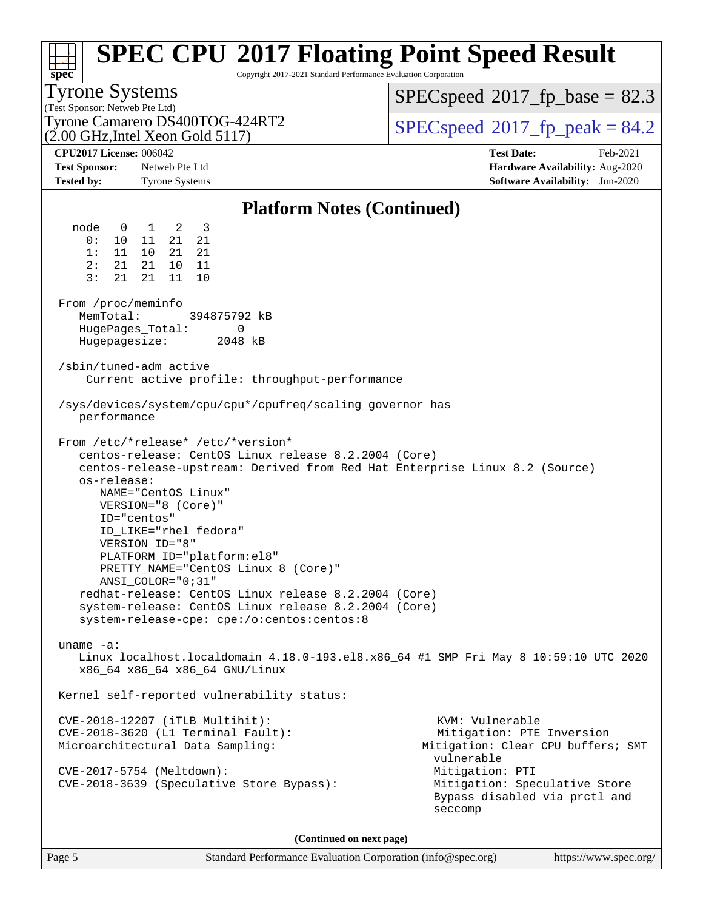# SPEC CPU 2017 Floating Point Speed Result

Copyright 2017-2021 Standard Performance Evaluation Corporation

**Tyrone Systems**
(Test Sponsor: Netweb Pte Ltd)
Tyrone Camarero DS400TOG-424RT2
(2.00 GHz,Intel Xeon Gold 5117)

SPECspeed 2017_fp_base = 82.3
SPECspeed 2017_fp_peak = 84.2

| | | | |
|---|---|---|---|
| **CPU2017 License:** | 006042 | **Test Date:** | Feb-2021 |
| **Test Sponsor:** | Netweb Pte Ltd | **Hardware Availability:** | Aug-2020 |
| **Tested by:** | Tyrone Systems | **Software Availability:** | Jun-2020 |

## Platform Notes (Continued)

```
  node   0   1   2   3
    0:  10  11  21  21
    1:  11  10  21  21
    2:  21  21  10  11
    3:  21  21  11  10

From /proc/meminfo
   MemTotal:       394875792 kB
   HugePages_Total:       0
   Hugepagesize:       2048 kB

/sbin/tuned-adm active
    Current active profile: throughput-performance

/sys/devices/system/cpu/cpu*/cpufreq/scaling_governor has
   performance

From /etc/*release* /etc/*version*
   centos-release: CentOS Linux release 8.2.2004 (Core)
   centos-release-upstream: Derived from Red Hat Enterprise Linux 8.2 (Source)
   os-release:
      NAME="CentOS Linux"
      VERSION="8 (Core)"
      ID="centos"
      ID_LIKE="rhel fedora"
      VERSION_ID="8"
      PLATFORM_ID="platform:el8"
      PRETTY_NAME="CentOS Linux 8 (Core)"
      ANSI_COLOR="0;31"
   redhat-release: CentOS Linux release 8.2.2004 (Core)
   system-release: CentOS Linux release 8.2.2004 (Core)
   system-release-cpe: cpe:/o:centos:centos:8

uname -a:
   Linux localhost.localdomain 4.18.0-193.el8.x86_64 #1 SMP Fri May 8 10:59:10 UTC 2020
   x86_64 x86_64 x86_64 GNU/Linux

Kernel self-reported vulnerability status:

CVE-2018-12207 (iTLB Multihit):                          KVM: Vulnerable
CVE-2018-3620 (L1 Terminal Fault):                       Mitigation: PTE Inversion
Microarchitectural Data Sampling:                       Mitigation: Clear CPU buffers; SMT
                                                         vulnerable
CVE-2017-5754 (Meltdown):                                Mitigation: PTI
CVE-2018-3639 (Speculative Store Bypass):                Mitigation: Speculative Store
                                                         Bypass disabled via prctl and
                                                         seccomp
```

**(Continued on next page)**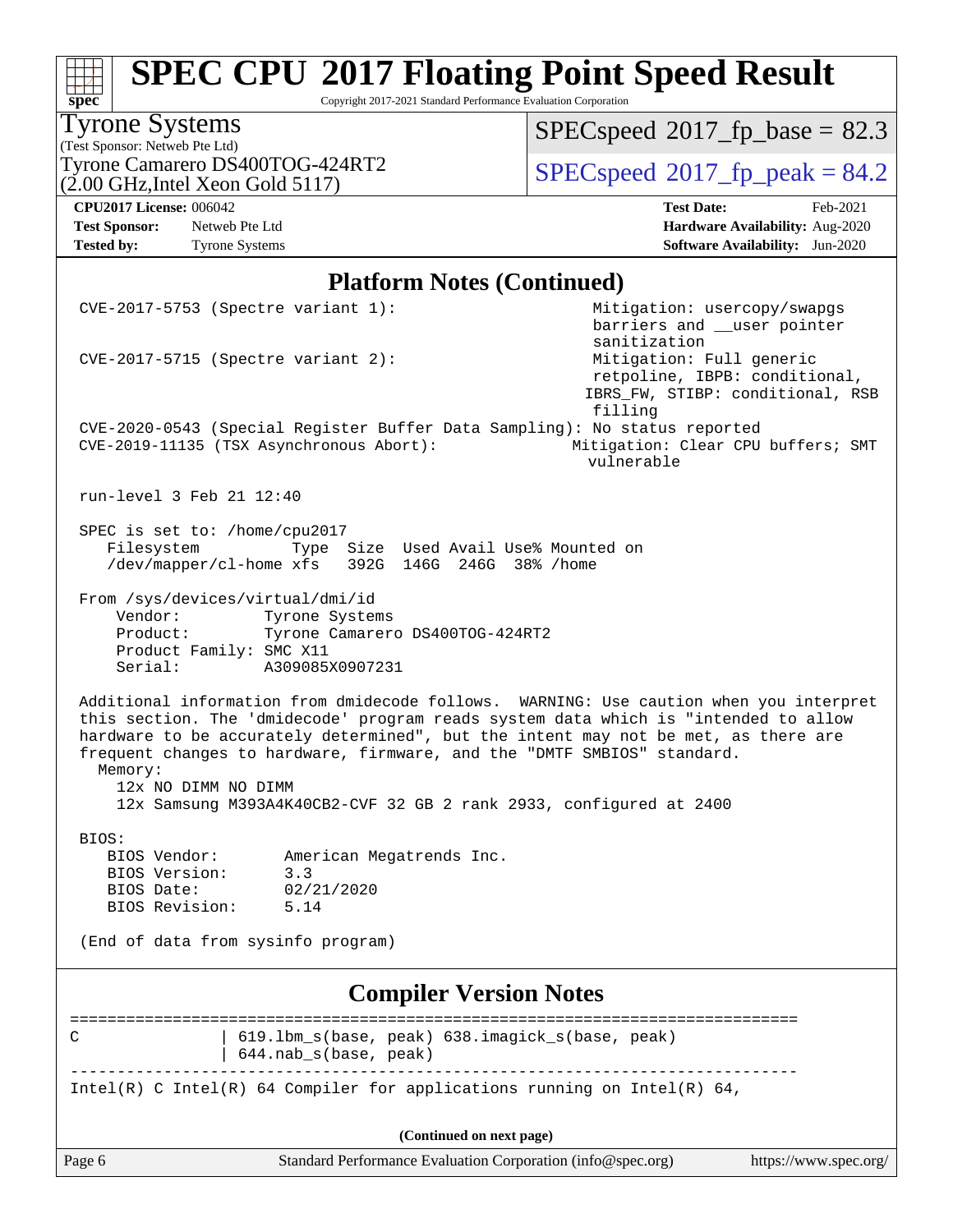# SPEC CPU 2017 Floating Point Speed Result

Copyright 2017-2021 Standard Performance Evaluation Corporation

**Tyrone Systems**
(Test Sponsor: Netweb Pte Ltd)
Tyrone Camarero DS400TOG-424RT2
(2.00 GHz,Intel Xeon Gold 5117)

SPECspeed 2017_fp_base = 82.3

SPECspeed 2017_fp_peak = 84.2

**CPU2017 License:** 006042
**Test Sponsor:** Netweb Pte Ltd
**Tested by:** Tyrone Systems

**Test Date:** Feb-2021
**Hardware Availability:** Aug-2020
**Software Availability:** Jun-2020

## Platform Notes (Continued)

```
CVE-2017-5753 (Spectre variant 1):                          Mitigation: usercopy/swapgs
                                                             barriers and __user pointer
                                                             sanitization
CVE-2017-5715 (Spectre variant 2):                          Mitigation: Full generic
                                                             retpoline, IBPB: conditional,
                                                             IBRS_FW, STIBP: conditional, RSB
                                                             filling
CVE-2020-0543 (Special Register Buffer Data Sampling): No status reported
CVE-2019-11135 (TSX Asynchronous Abort):                   Mitigation: Clear CPU buffers; SMT
                                                             vulnerable

run-level 3 Feb 21 12:40

SPEC is set to: /home/cpu2017
   Filesystem          Type  Size  Used Avail Use% Mounted on
   /dev/mapper/cl-home xfs   392G  146G  246G  38% /home

From /sys/devices/virtual/dmi/id
    Vendor:         Tyrone Systems
    Product:        Tyrone Camarero DS400TOG-424RT2
    Product Family: SMC X11
    Serial:         A309085X0907231

Additional information from dmidecode follows.  WARNING: Use caution when you interpret
this section. The 'dmidecode' program reads system data which is "intended to allow
hardware to be accurately determined", but the intent may not be met, as there are
frequent changes to hardware, firmware, and the "DMTF SMBIOS" standard.
  Memory:
    12x NO DIMM NO DIMM
    12x Samsung M393A4K40CB2-CVF 32 GB 2 rank 2933, configured at 2400

BIOS:
   BIOS Vendor:       American Megatrends Inc.
   BIOS Version:      3.3
   BIOS Date:         02/21/2020
   BIOS Revision:     5.14

(End of data from sysinfo program)
```

## Compiler Version Notes

```
==============================================================================
C               | 619.lbm_s(base, peak) 638.imagick_s(base, peak)
                | 644.nab_s(base, peak)
------------------------------------------------------------------------------
Intel(R) C Intel(R) 64 Compiler for applications running on Intel(R) 64,
```

(Continued on next page)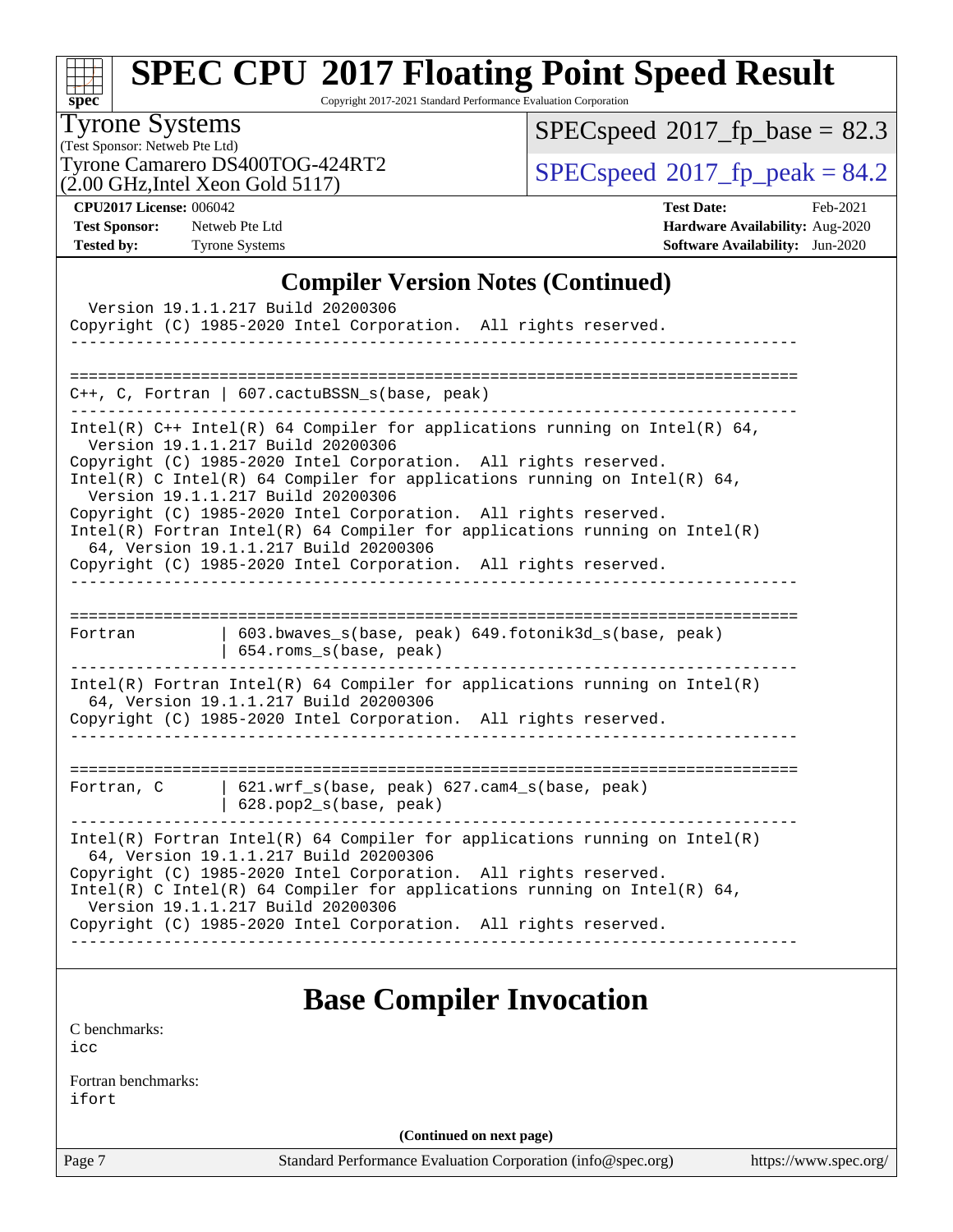## Compiler Version Notes (Continued)

```
  Version 19.1.1.217 Build 20200306
Copyright (C) 1985-2020 Intel Corporation.  All rights reserved.
------------------------------------------------------------------------------

==============================================================================
C++, C, Fortran | 607.cactuBSSN_s(base, peak)
------------------------------------------------------------------------------
Intel(R) C++ Intel(R) 64 Compiler for applications running on Intel(R) 64,
  Version 19.1.1.217 Build 20200306
Copyright (C) 1985-2020 Intel Corporation.  All rights reserved.
Intel(R) C Intel(R) 64 Compiler for applications running on Intel(R) 64,
  Version 19.1.1.217 Build 20200306
Copyright (C) 1985-2020 Intel Corporation.  All rights reserved.
Intel(R) Fortran Intel(R) 64 Compiler for applications running on Intel(R)
  64, Version 19.1.1.217 Build 20200306
Copyright (C) 1985-2020 Intel Corporation.  All rights reserved.
------------------------------------------------------------------------------

==============================================================================
Fortran         | 603.bwaves_s(base, peak) 649.fotonik3d_s(base, peak)
                | 654.roms_s(base, peak)
------------------------------------------------------------------------------
Intel(R) Fortran Intel(R) 64 Compiler for applications running on Intel(R)
  64, Version 19.1.1.217 Build 20200306
Copyright (C) 1985-2020 Intel Corporation.  All rights reserved.
------------------------------------------------------------------------------

==============================================================================
Fortran, C      | 621.wrf_s(base, peak) 627.cam4_s(base, peak)
                | 628.pop2_s(base, peak)
------------------------------------------------------------------------------
Intel(R) Fortran Intel(R) 64 Compiler for applications running on Intel(R)
  64, Version 19.1.1.217 Build 20200306
Copyright (C) 1985-2020 Intel Corporation.  All rights reserved.
Intel(R) C Intel(R) 64 Compiler for applications running on Intel(R) 64,
  Version 19.1.1.217 Build 20200306
Copyright (C) 1985-2020 Intel Corporation.  All rights reserved.
------------------------------------------------------------------------------
```

## Base Compiler Invocation

C benchmarks:
icc

Fortran benchmarks:
ifort

**(Continued on next page)**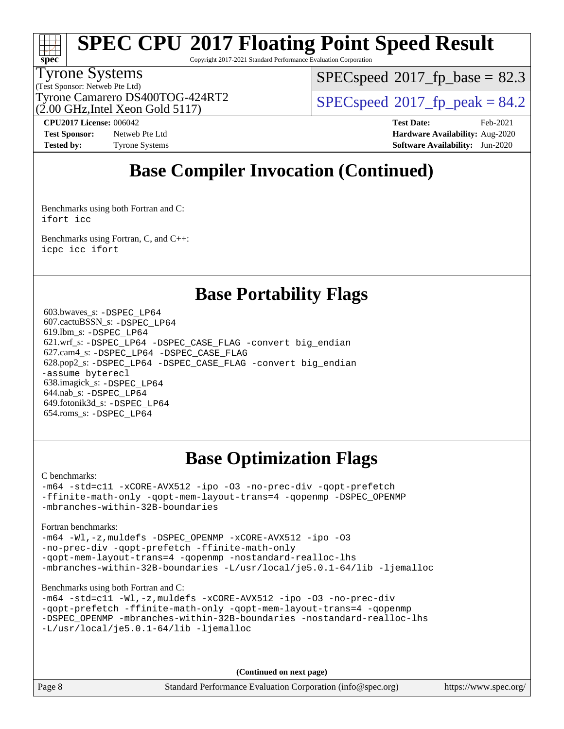## Base Compiler Invocation (Continued)

Benchmarks using both Fortran and C:
`ifort icc`

Benchmarks using Fortran, C, and C++:
`icpc icc ifort`

## Base Portability Flags

603.bwaves_s: `-DSPEC_LP64`
607.cactuBSSN_s: `-DSPEC_LP64`
619.lbm_s: `-DSPEC_LP64`
621.wrf_s: `-DSPEC_LP64 -DSPEC_CASE_FLAG -convert big_endian`
627.cam4_s: `-DSPEC_LP64 -DSPEC_CASE_FLAG`
628.pop2_s: `-DSPEC_LP64 -DSPEC_CASE_FLAG -convert big_endian -assume byterecl`
638.imagick_s: `-DSPEC_LP64`
644.nab_s: `-DSPEC_LP64`
649.fotonik3d_s: `-DSPEC_LP64`
654.roms_s: `-DSPEC_LP64`

## Base Optimization Flags

C benchmarks:
```
-m64 -std=c11 -xCORE-AVX512 -ipo -O3 -no-prec-div -qopt-prefetch
-ffinite-math-only -qopt-mem-layout-trans=4 -qopenmp -DSPEC_OPENMP
-mbranches-within-32B-boundaries
```

Fortran benchmarks:
```
-m64 -Wl,-z,muldefs -DSPEC_OPENMP -xCORE-AVX512 -ipo -O3
-no-prec-div -qopt-prefetch -ffinite-math-only
-qopt-mem-layout-trans=4 -qopenmp -nostandard-realloc-lhs
-mbranches-within-32B-boundaries -L/usr/local/je5.0.1-64/lib -ljemalloc
```

Benchmarks using both Fortran and C:
```
-m64 -std=c11 -Wl,-z,muldefs -xCORE-AVX512 -ipo -O3 -no-prec-div
-qopt-prefetch -ffinite-math-only -qopt-mem-layout-trans=4 -qopenmp
-DSPEC_OPENMP -mbranches-within-32B-boundaries -nostandard-realloc-lhs
-L/usr/local/je5.0.1-64/lib -ljemalloc
```

**(Continued on next page)**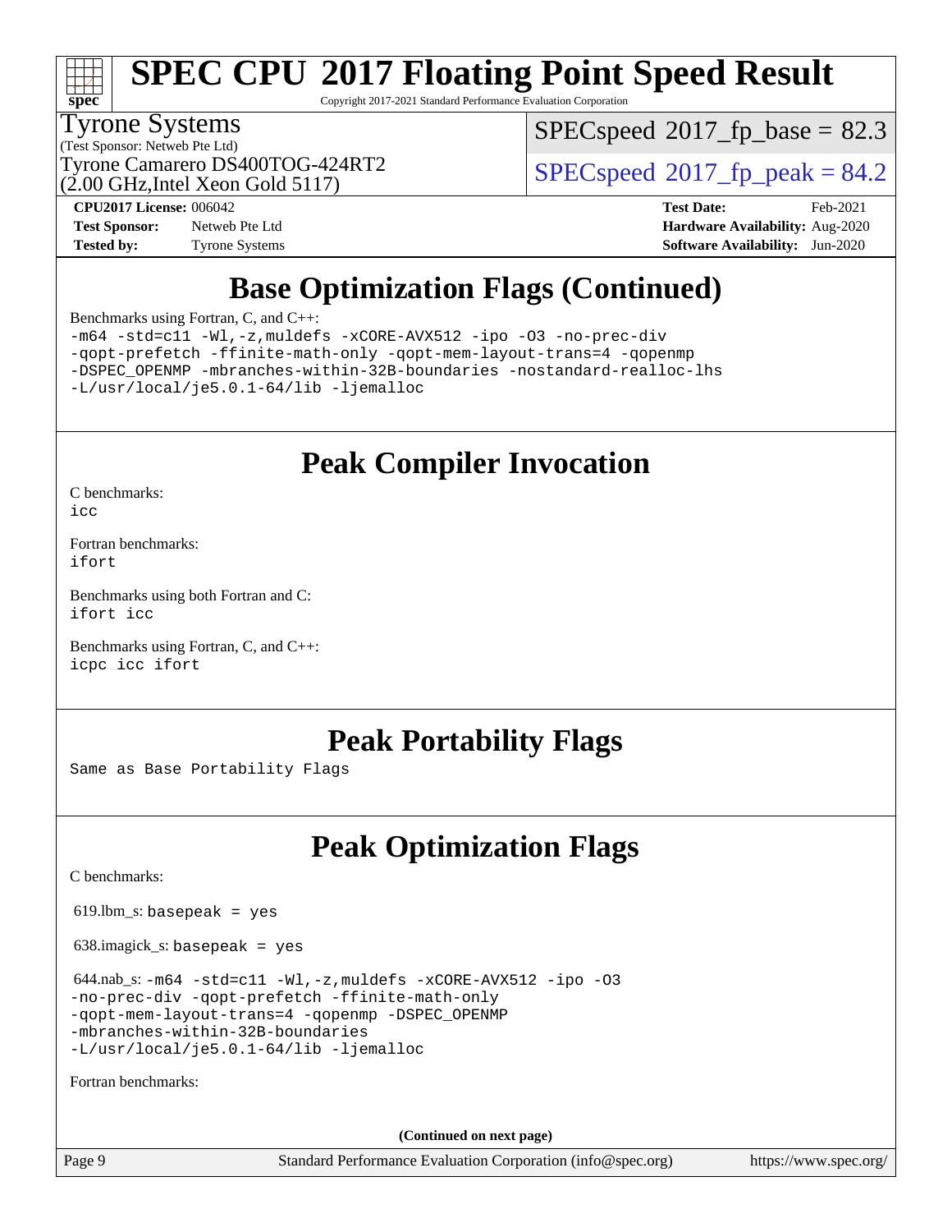## Base Optimization Flags (Continued)

Benchmarks using Fortran, C, and C++:

```
-m64 -std=c11 -Wl,-z,muldefs -xCORE-AVX512 -ipo -O3 -no-prec-div
-qopt-prefetch -ffinite-math-only -qopt-mem-layout-trans=4 -qopenmp
-DSPEC_OPENMP -mbranches-within-32B-boundaries -nostandard-realloc-lhs
-L/usr/local/je5.0.1-64/lib -ljemalloc
```

## Peak Compiler Invocation

C benchmarks:
`icc`

Fortran benchmarks:
`ifort`

Benchmarks using both Fortran and C:
`ifort icc`

Benchmarks using Fortran, C, and C++:
`icpc icc ifort`

## Peak Portability Flags

Same as Base Portability Flags

## Peak Optimization Flags

C benchmarks:

619.lbm_s: `basepeak = yes`

638.imagick_s: `basepeak = yes`

644.nab_s:
```
-m64 -std=c11 -Wl,-z,muldefs -xCORE-AVX512 -ipo -O3
-no-prec-div -qopt-prefetch -ffinite-math-only
-qopt-mem-layout-trans=4 -qopenmp -DSPEC_OPENMP
-mbranches-within-32B-boundaries
-L/usr/local/je5.0.1-64/lib -ljemalloc
```

Fortran benchmarks:

**(Continued on next page)**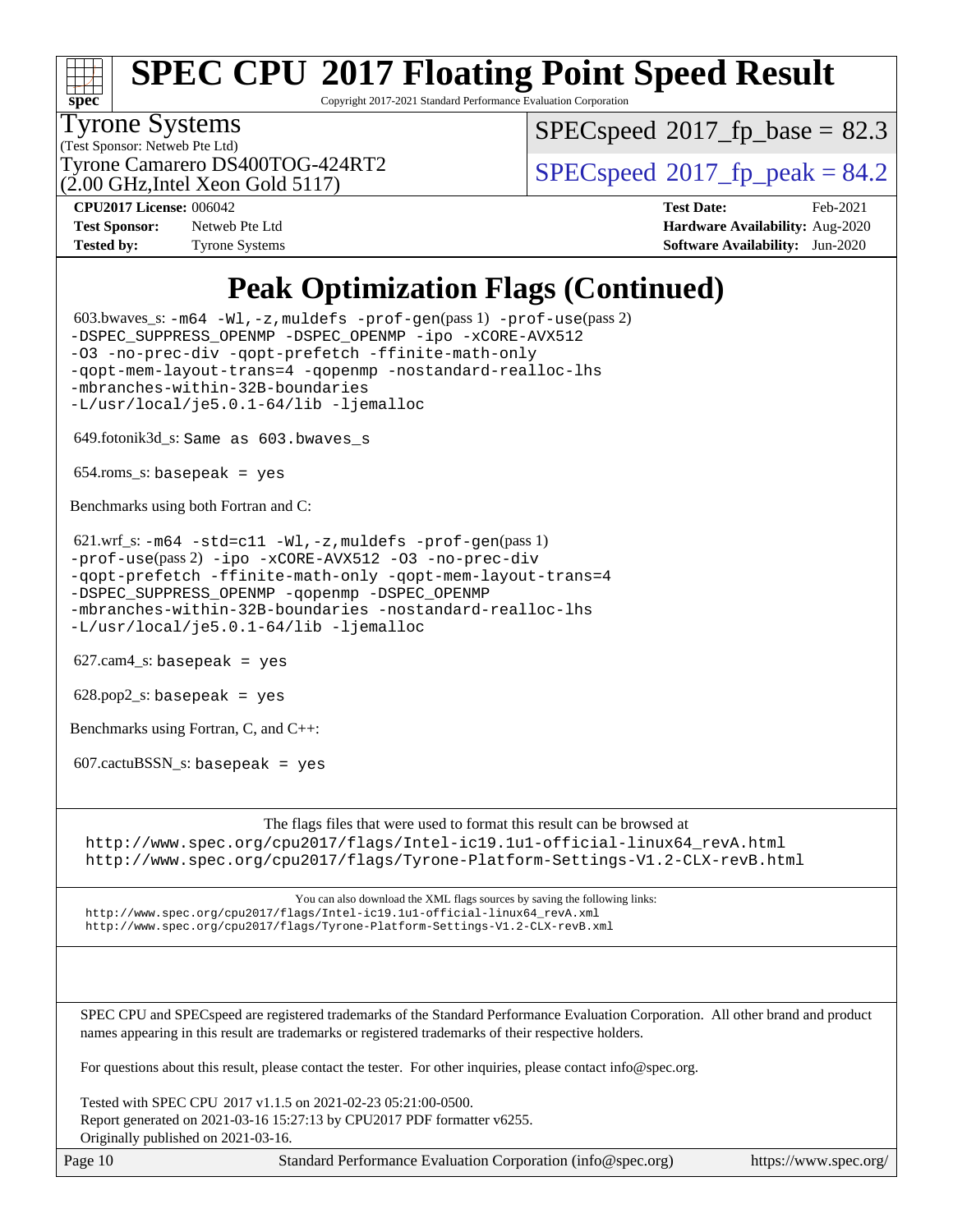# SPEC CPU 2017 Floating Point Speed Result

Copyright 2017-2021 Standard Performance Evaluation Corporation

**Tyrone Systems**
(Test Sponsor: Netweb Pte Ltd)
Tyrone Camarero DS400TOG-424RT2
(2.00 GHz,Intel Xeon Gold 5117)

SPECspeed 2017_fp_base = 82.3

SPECspeed 2017_fp_peak = 84.2

**CPU2017 License:** 006042
**Test Sponsor:** Netweb Pte Ltd
**Tested by:** Tyrone Systems

**Test Date:** Feb-2021
**Hardware Availability:** Aug-2020
**Software Availability:** Jun-2020

## Peak Optimization Flags (Continued)

603.bwaves_s: `-m64 -Wl,-z,muldefs -prof-gen`(pass 1) `-prof-use`(pass 2) `-DSPEC_SUPPRESS_OPENMP -DSPEC_OPENMP -ipo -xCORE-AVX512 -O3 -no-prec-div -qopt-prefetch -ffinite-math-only -qopt-mem-layout-trans=4 -qopenmp -nostandard-realloc-lhs -mbranches-within-32B-boundaries -L/usr/local/je5.0.1-64/lib -ljemalloc`

649.fotonik3d_s: `Same as 603.bwaves_s`

654.roms_s: `basepeak = yes`

Benchmarks using both Fortran and C:

621.wrf_s: `-m64 -std=c11 -Wl,-z,muldefs -prof-gen`(pass 1) `-prof-use`(pass 2) `-ipo -xCORE-AVX512 -O3 -no-prec-div -qopt-prefetch -ffinite-math-only -qopt-mem-layout-trans=4 -DSPEC_SUPPRESS_OPENMP -qopenmp -DSPEC_OPENMP -mbranches-within-32B-boundaries -nostandard-realloc-lhs -L/usr/local/je5.0.1-64/lib -ljemalloc`

627.cam4_s: `basepeak = yes`

628.pop2_s: `basepeak = yes`

Benchmarks using Fortran, C, and C++:

607.cactuBSSN_s: `basepeak = yes`

The flags files that were used to format this result can be browsed at
http://www.spec.org/cpu2017/flags/Intel-ic19.1u1-official-linux64_revA.html
http://www.spec.org/cpu2017/flags/Tyrone-Platform-Settings-V1.2-CLX-revB.html

You can also download the XML flags sources by saving the following links:
http://www.spec.org/cpu2017/flags/Intel-ic19.1u1-official-linux64_revA.xml
http://www.spec.org/cpu2017/flags/Tyrone-Platform-Settings-V1.2-CLX-revB.xml

SPEC CPU and SPECspeed are registered trademarks of the Standard Performance Evaluation Corporation. All other brand and product names appearing in this result are trademarks or registered trademarks of their respective holders.

For questions about this result, please contact the tester. For other inquiries, please contact info@spec.org.

Tested with SPEC CPU 2017 v1.1.5 on 2021-02-23 05:21:00-0500.
Report generated on 2021-03-16 15:27:13 by CPU2017 PDF formatter v6255.
Originally published on 2021-03-16.